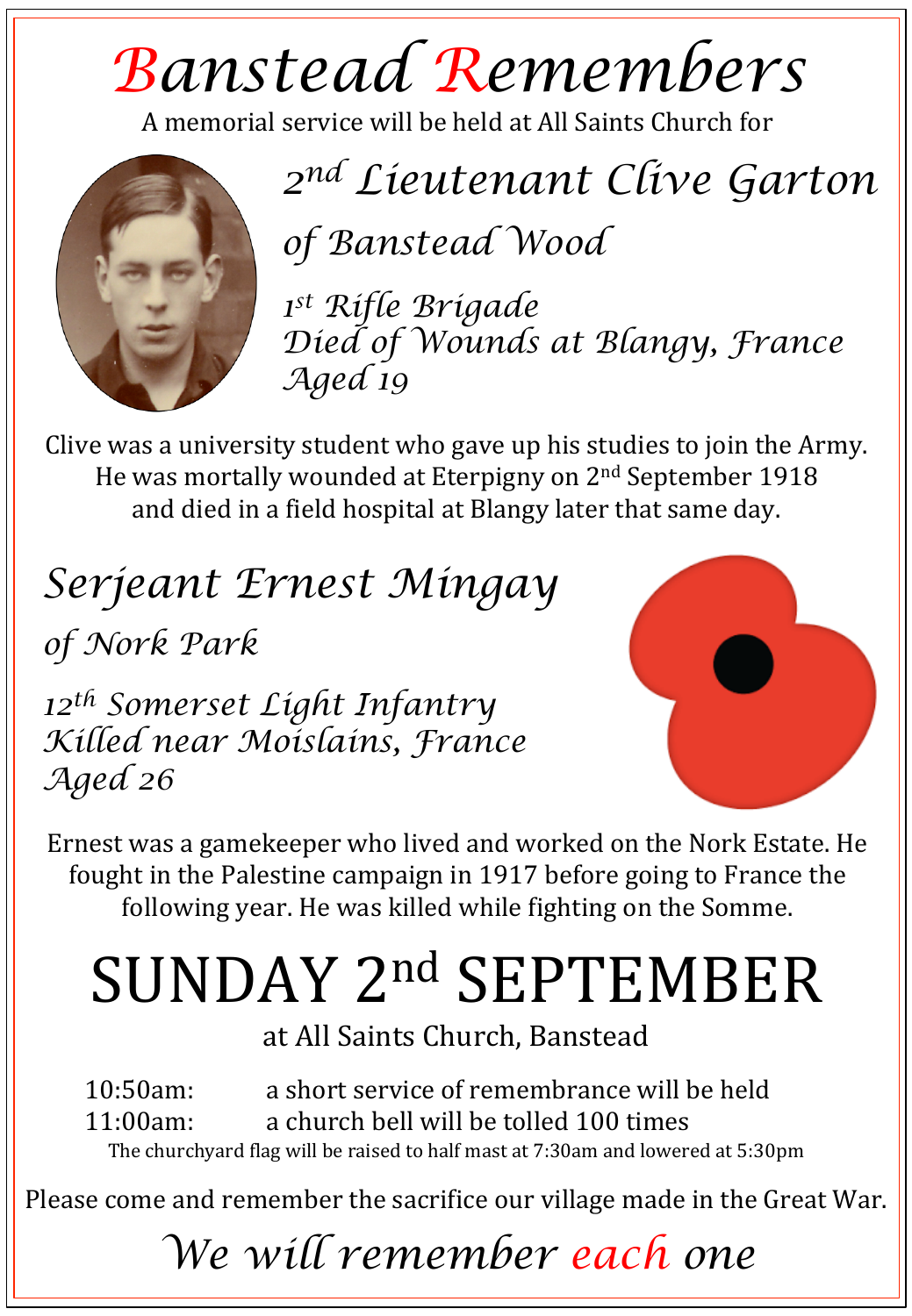# Banstead Remembers

A memorial service will be held at All Saints Church for

## 2nd Lieutenant Clive Garton

*of Banstead Wood*

*1st Rifle Brigade*
*Died of Wounds at Blangy, France*
*Aged 19*

Clive was a university student who gave up his studies to join the Army. He was mortally wounded at Eterpigny on 2nd September 1918 and died in a field hospital at Blangy later that same day.

## Serjeant Ernest Mingay

*of Nork Park*

*12th Somerset Light Infantry*
*Killed near Moislains, France*
*Aged 26*

Ernest was a gamekeeper who lived and worked on the Nork Estate. He fought in the Palestine campaign in 1917 before going to France the following year. He was killed while fighting on the Somme.

# SUNDAY 2nd SEPTEMBER

at All Saints Church, Banstead

10:50am: a short service of remembrance will be held
11:00am: a church bell will be tolled 100 times

The churchyard flag will be raised to half mast at 7:30am and lowered at 5:30pm

Please come and remember the sacrifice our village made in the Great War.

*We will remember each one*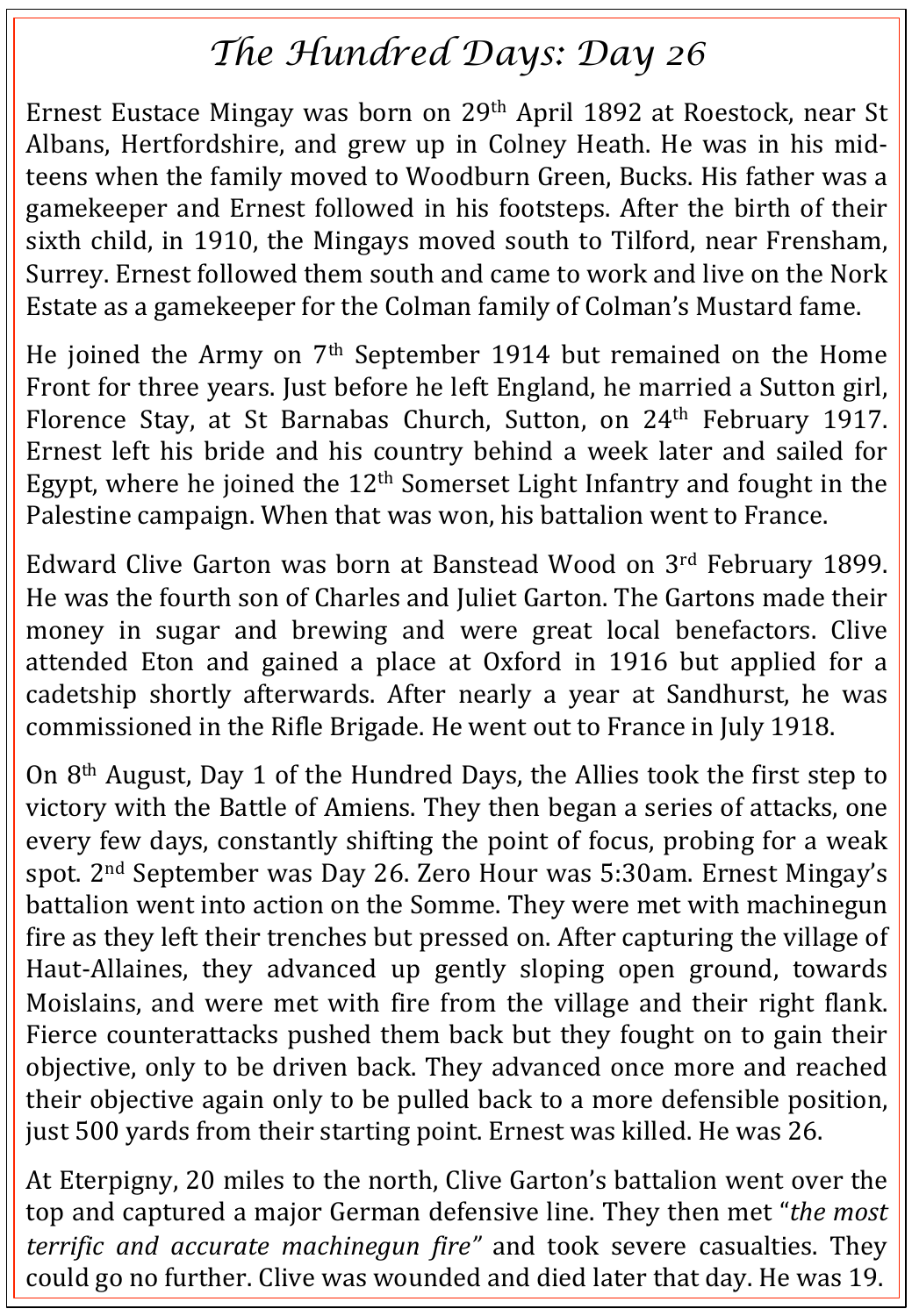# The Hundred Days: Day 26

Ernest Eustace Mingay was born on 29th April 1892 at Roestock, near St Albans, Hertfordshire, and grew up in Colney Heath. He was in his mid-teens when the family moved to Woodburn Green, Bucks. His father was a gamekeeper and Ernest followed in his footsteps. After the birth of their sixth child, in 1910, the Mingays moved south to Tilford, near Frensham, Surrey. Ernest followed them south and came to work and live on the Nork Estate as a gamekeeper for the Colman family of Colman's Mustard fame.

He joined the Army on 7th September 1914 but remained on the Home Front for three years. Just before he left England, he married a Sutton girl, Florence Stay, at St Barnabas Church, Sutton, on 24th February 1917. Ernest left his bride and his country behind a week later and sailed for Egypt, where he joined the 12th Somerset Light Infantry and fought in the Palestine campaign. When that was won, his battalion went to France.

Edward Clive Garton was born at Banstead Wood on 3rd February 1899. He was the fourth son of Charles and Juliet Garton. The Gartons made their money in sugar and brewing and were great local benefactors. Clive attended Eton and gained a place at Oxford in 1916 but applied for a cadetship shortly afterwards. After nearly a year at Sandhurst, he was commissioned in the Rifle Brigade. He went out to France in July 1918.

On 8th August, Day 1 of the Hundred Days, the Allies took the first step to victory with the Battle of Amiens. They then began a series of attacks, one every few days, constantly shifting the point of focus, probing for a weak spot. 2nd September was Day 26. Zero Hour was 5:30am. Ernest Mingay's battalion went into action on the Somme. They were met with machinegun fire as they left their trenches but pressed on. After capturing the village of Haut-Allaines, they advanced up gently sloping open ground, towards Moislains, and were met with fire from the village and their right flank. Fierce counterattacks pushed them back but they fought on to gain their objective, only to be driven back. They advanced once more and reached their objective again only to be pulled back to a more defensible position, just 500 yards from their starting point. Ernest was killed. He was 26.

At Eterpigny, 20 miles to the north, Clive Garton's battalion went over the top and captured a major German defensive line. They then met "*the most terrific and accurate machinegun fire*" and took severe casualties. They could go no further. Clive was wounded and died later that day. He was 19.